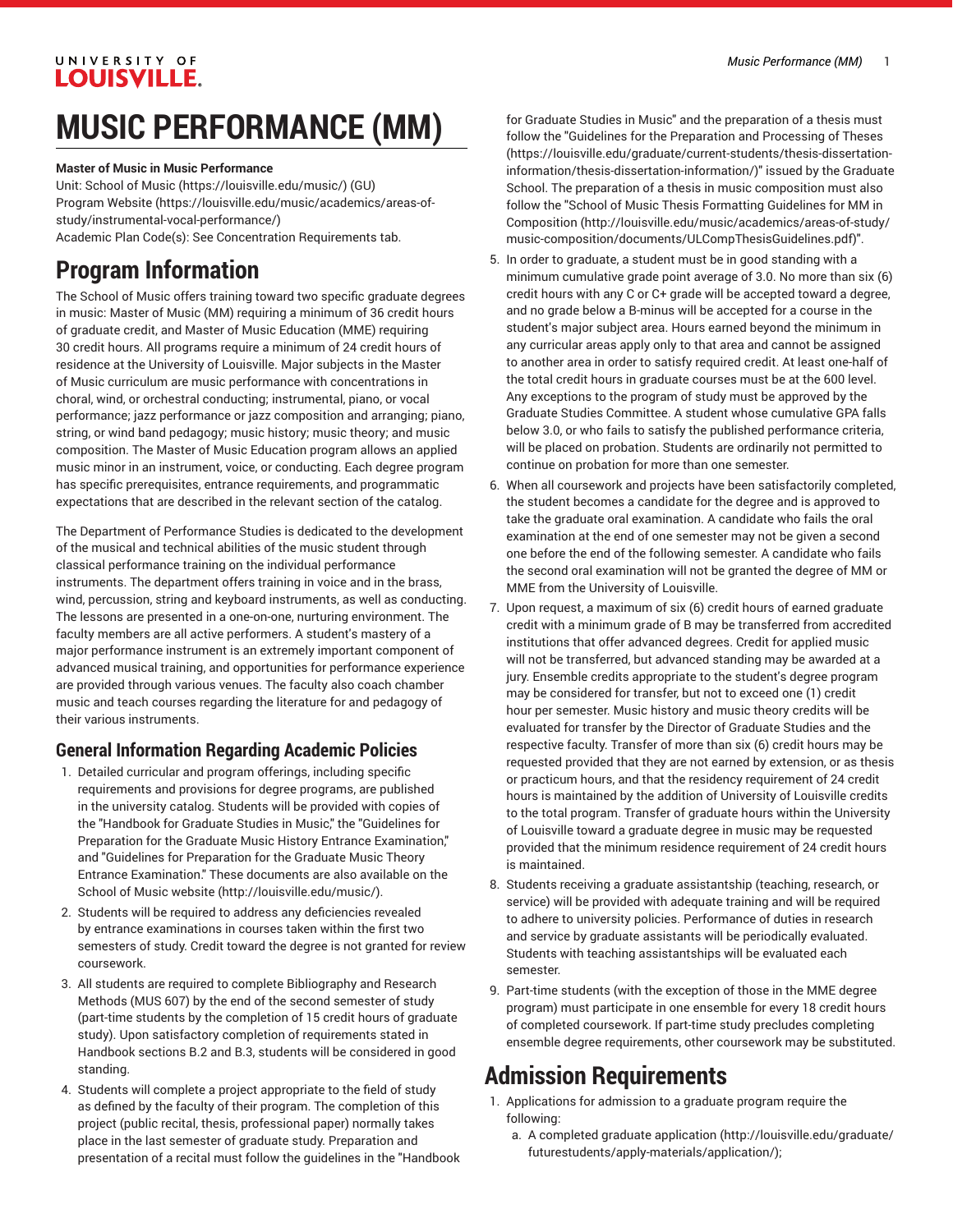# MUSIC PERFORMANCE (MM)

**Master of Music in Music Performance**

Unit: School of Music (https://louisville.edu/music/) (GU)
Program Website (https://louisville.edu/music/academics/areas-of-study/instrumental-vocal-performance/)
Academic Plan Code(s): See Concentration Requirements tab.

## Program Information

The School of Music offers training toward two specific graduate degrees in music: Master of Music (MM) requiring a minimum of 36 credit hours of graduate credit, and Master of Music Education (MME) requiring 30 credit hours. All programs require a minimum of 24 credit hours of residence at the University of Louisville. Major subjects in the Master of Music curriculum are music performance with concentrations in choral, wind, or orchestral conducting; instrumental, piano, or vocal performance; jazz performance or jazz composition and arranging; piano, string, or wind band pedagogy; music history; music theory; and music composition. The Master of Music Education program allows an applied music minor in an instrument, voice, or conducting. Each degree program has specific prerequisites, entrance requirements, and programmatic expectations that are described in the relevant section of the catalog.

The Department of Performance Studies is dedicated to the development of the musical and technical abilities of the music student through classical performance training on the individual performance instruments. The department offers training in voice and in the brass, wind, percussion, string and keyboard instruments, as well as conducting. The lessons are presented in a one-on-one, nurturing environment. The faculty members are all active performers. A student's mastery of a major performance instrument is an extremely important component of advanced musical training, and opportunities for performance experience are provided through various venues. The faculty also coach chamber music and teach courses regarding the literature for and pedagogy of their various instruments.

### General Information Regarding Academic Policies

1. Detailed curricular and program offerings, including specific requirements and provisions for degree programs, are published in the university catalog. Students will be provided with copies of the "Handbook for Graduate Studies in Music," the "Guidelines for Preparation for the Graduate Music History Entrance Examination," and "Guidelines for Preparation for the Graduate Music Theory Entrance Examination." These documents are also available on the School of Music website (http://louisville.edu/music/).
2. Students will be required to address any deficiencies revealed by entrance examinations in courses taken within the first two semesters of study. Credit toward the degree is not granted for review coursework.
3. All students are required to complete Bibliography and Research Methods (MUS 607) by the end of the second semester of study (part-time students by the completion of 15 credit hours of graduate study). Upon satisfactory completion of requirements stated in Handbook sections B.2 and B.3, students will be considered in good standing.
4. Students will complete a project appropriate to the field of study as defined by the faculty of their program. The completion of this project (public recital, thesis, professional paper) normally takes place in the last semester of graduate study. Preparation and presentation of a recital must follow the guidelines in the "Handbook for Graduate Studies in Music" and the preparation of a thesis must follow the "Guidelines for the Preparation and Processing of Theses (https://louisville.edu/graduate/current-students/thesis-dissertation-information/thesis-dissertation-information/)" issued by the Graduate School. The preparation of a thesis in music composition must also follow the "School of Music Thesis Formatting Guidelines for MM in Composition (http://louisville.edu/music/academics/areas-of-study/music-composition/documents/ULCompThesisGuidelines.pdf)".
5. In order to graduate, a student must be in good standing with a minimum cumulative grade point average of 3.0. No more than six (6) credit hours with any C or C+ grade will be accepted toward a degree, and no grade below a B-minus will be accepted for a course in the student's major subject area. Hours earned beyond the minimum in any curricular areas apply only to that area and cannot be assigned to another area in order to satisfy required credit. At least one-half of the total credit hours in graduate courses must be at the 600 level. Any exceptions to the program of study must be approved by the Graduate Studies Committee. A student whose cumulative GPA falls below 3.0, or who fails to satisfy the published performance criteria, will be placed on probation. Students are ordinarily not permitted to continue on probation for more than one semester.
6. When all coursework and projects have been satisfactorily completed, the student becomes a candidate for the degree and is approved to take the graduate oral examination. A candidate who fails the oral examination at the end of one semester may not be given a second one before the end of the following semester. A candidate who fails the second oral examination will not be granted the degree of MM or MME from the University of Louisville.
7. Upon request, a maximum of six (6) credit hours of earned graduate credit with a minimum grade of B may be transferred from accredited institutions that offer advanced degrees. Credit for applied music will not be transferred, but advanced standing may be awarded at a jury. Ensemble credits appropriate to the student's degree program may be considered for transfer, but not to exceed one (1) credit hour per semester. Music history and music theory credits will be evaluated for transfer by the Director of Graduate Studies and the respective faculty. Transfer of more than six (6) credit hours may be requested provided that they are not earned by extension, or as thesis or practicum hours, and that the residency requirement of 24 credit hours is maintained by the addition of University of Louisville credits to the total program. Transfer of graduate hours within the University of Louisville toward a graduate degree in music may be requested provided that the minimum residence requirement of 24 credit hours is maintained.
8. Students receiving a graduate assistantship (teaching, research, or service) will be provided with adequate training and will be required to adhere to university policies. Performance of duties in research and service by graduate assistants will be periodically evaluated. Students with teaching assistantships will be evaluated each semester.
9. Part-time students (with the exception of those in the MME degree program) must participate in one ensemble for every 18 credit hours of completed coursework. If part-time study precludes completing ensemble degree requirements, other coursework may be substituted.

## Admission Requirements

1. Applications for admission to a graduate program require the following:
   a. A completed graduate application (http://louisville.edu/graduate/futurestudents/apply-materials/application/);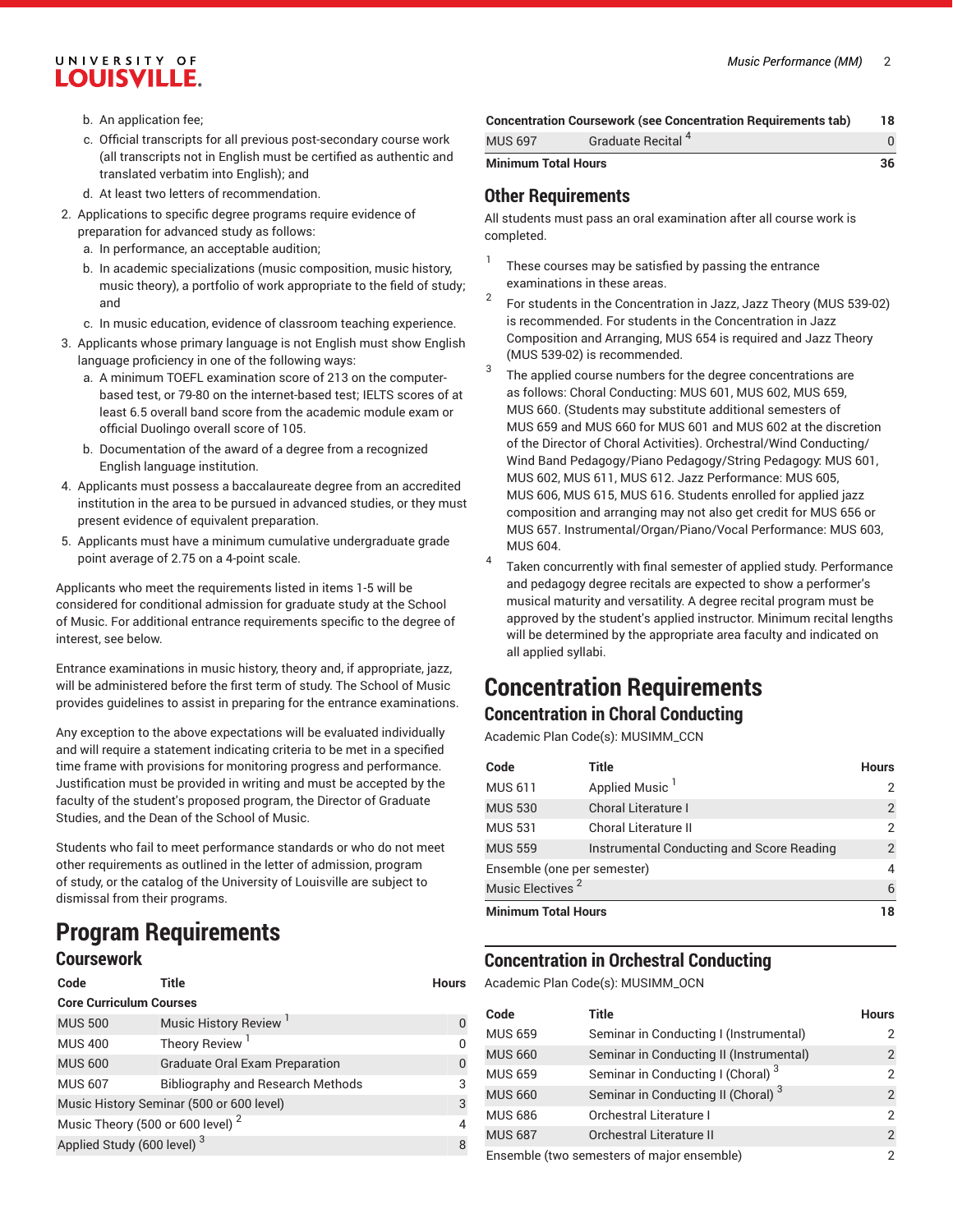b. An application fee;
   c. Official transcripts for all previous post-secondary course work (all transcripts not in English must be certified as authentic and translated verbatim into English); and
   d. At least two letters of recommendation.
2. Applications to specific degree programs require evidence of preparation for advanced study as follows:
   a. In performance, an acceptable audition;
   b. In academic specializations (music composition, music history, music theory), a portfolio of work appropriate to the field of study; and
   c. In music education, evidence of classroom teaching experience.
3. Applicants whose primary language is not English must show English language proficiency in one of the following ways:
   a. A minimum TOEFL examination score of 213 on the computer-based test, or 79-80 on the internet-based test; IELTS scores of at least 6.5 overall band score from the academic module exam or official Duolingo overall score of 105.
   b. Documentation of the award of a degree from a recognized English language institution.
4. Applicants must possess a baccalaureate degree from an accredited institution in the area to be pursued in advanced studies, or they must present evidence of equivalent preparation.
5. Applicants must have a minimum cumulative undergraduate grade point average of 2.75 on a 4-point scale.

Applicants who meet the requirements listed in items 1-5 will be considered for conditional admission for graduate study at the School of Music. For additional entrance requirements specific to the degree of interest, see below.

Entrance examinations in music history, theory and, if appropriate, jazz, will be administered before the first term of study. The School of Music provides guidelines to assist in preparing for the entrance examinations.

Any exception to the above expectations will be evaluated individually and will require a statement indicating criteria to be met in a specified time frame with provisions for monitoring progress and performance. Justification must be provided in writing and must be accepted by the faculty of the student's proposed program, the Director of Graduate Studies, and the Dean of the School of Music.

Students who fail to meet performance standards or who do not meet other requirements as outlined in the letter of admission, program of study, or the catalog of the University of Louisville are subject to dismissal from their programs.

# Program Requirements

## Coursework

| Code | Title | Hours |
|---|---|---|
| **Core Curriculum Courses** | | |
| MUS 500 | Music History Review [1] | 0 |
| MUS 400 | Theory Review [1] | 0 |
| MUS 600 | Graduate Oral Exam Preparation | 0 |
| MUS 607 | Bibliography and Research Methods | 3 |
| Music History Seminar (500 or 600 level) | | 3 |
| Music Theory (500 or 600 level) [2] | | 4 |
| Applied Study (600 level) [3] | | 8 |
| **Concentration Coursework (see Concentration Requirements tab)** | | **18** |
| MUS 697 | Graduate Recital [4] | 0 |
| **Minimum Total Hours** | | **36** |

## Other Requirements

All students must pass an oral examination after all course work is completed.

1. These courses may be satisfied by passing the entrance examinations in these areas.
2. For students in the Concentration in Jazz, Jazz Theory (MUS 539-02) is recommended. For students in the Concentration in Jazz Composition and Arranging, MUS 654 is required and Jazz Theory (MUS 539-02) is recommended.
3. The applied course numbers for the degree concentrations are as follows: Choral Conducting: MUS 601, MUS 602, MUS 659, MUS 660. (Students may substitute additional semesters of MUS 659 and MUS 660 for MUS 601 and MUS 602 at the discretion of the Director of Choral Activities). Orchestral/Wind Conducting/ Wind Band Pedagogy/Piano Pedagogy/String Pedagogy: MUS 601, MUS 602, MUS 611, MUS 612. Jazz Performance: MUS 605, MUS 606, MUS 615, MUS 616. Students enrolled for applied jazz composition and arranging may not also get credit for MUS 656 or MUS 657. Instrumental/Organ/Piano/Vocal Performance: MUS 603, MUS 604.
4. Taken concurrently with final semester of applied study. Performance and pedagogy degree recitals are expected to show a performer's musical maturity and versatility. A degree recital program must be approved by the student's applied instructor. Minimum recital lengths will be determined by the appropriate area faculty and indicated on all applied syllabi.

# Concentration Requirements

## Concentration in Choral Conducting

Academic Plan Code(s): MUSIMM_CCN

| Code | Title | Hours |
|---|---|---|
| MUS 611 | Applied Music [1] | 2 |
| MUS 530 | Choral Literature I | 2 |
| MUS 531 | Choral Literature II | 2 |
| MUS 559 | Instrumental Conducting and Score Reading | 2 |
| Ensemble (one per semester) | | 4 |
| Music Electives [2] | | 6 |
| **Minimum Total Hours** | | **18** |

## Concentration in Orchestral Conducting

Academic Plan Code(s): MUSIMM_OCN

| Code | Title | Hours |
|---|---|---|
| MUS 659 | Seminar in Conducting I (Instrumental) | 2 |
| MUS 660 | Seminar in Conducting II (Instrumental) | 2 |
| MUS 659 | Seminar in Conducting I (Choral) [3] | 2 |
| MUS 660 | Seminar in Conducting II (Choral) [3] | 2 |
| MUS 686 | Orchestral Literature I | 2 |
| MUS 687 | Orchestral Literature II | 2 |
| Ensemble (two semesters of major ensemble) | | 2 |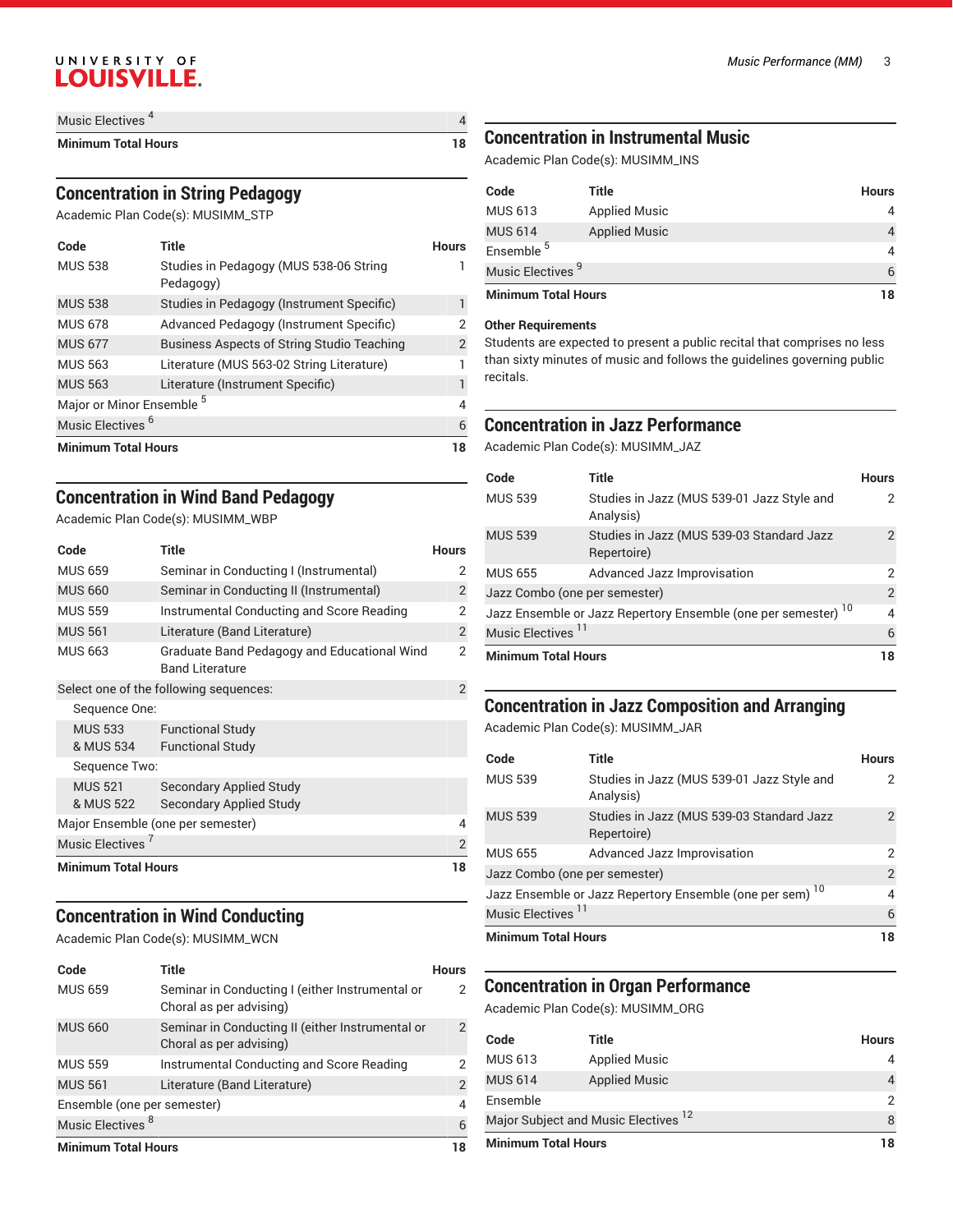| | | |
|---|---|---|
| Music Electives [4] | | 4 |
| **Minimum Total Hours** | | **18** |

## Concentration in String Pedagogy

Academic Plan Code(s): MUSIMM_STP

| Code | Title | Hours |
|---|---|---|
| MUS 538 | Studies in Pedagogy (MUS 538-06 String Pedagogy) | 1 |
| MUS 538 | Studies in Pedagogy (Instrument Specific) | 1 |
| MUS 678 | Advanced Pedagogy (Instrument Specific) | 2 |
| MUS 677 | Business Aspects of String Studio Teaching | 2 |
| MUS 563 | Literature (MUS 563-02 String Literature) | 1 |
| MUS 563 | Literature (Instrument Specific) | 1 |
| Major or Minor Ensemble [5] | | 4 |
| Music Electives [6] | | 6 |
| **Minimum Total Hours** | | **18** |

## Concentration in Wind Band Pedagogy

Academic Plan Code(s): MUSIMM_WBP

| Code | Title | Hours |
|---|---|---|
| MUS 659 | Seminar in Conducting I (Instrumental) | 2 |
| MUS 660 | Seminar in Conducting II (Instrumental) | 2 |
| MUS 559 | Instrumental Conducting and Score Reading | 2 |
| MUS 561 | Literature (Band Literature) | 2 |
| MUS 663 | Graduate Band Pedagogy and Educational Wind Band Literature | 2 |
| Select one of the following sequences: | | 2 |
| Sequence One: | | |
| MUS 533 & MUS 534 | Functional Study Functional Study | |
| Sequence Two: | | |
| MUS 521 & MUS 522 | Secondary Applied Study Secondary Applied Study | |
| Major Ensemble (one per semester) | | 4 |
| Music Electives [7] | | 2 |
| **Minimum Total Hours** | | **18** |

## Concentration in Wind Conducting

Academic Plan Code(s): MUSIMM_WCN

| Code | Title | Hours |
|---|---|---|
| MUS 659 | Seminar in Conducting I (either Instrumental or Choral as per advising) | 2 |
| MUS 660 | Seminar in Conducting II (either Instrumental or Choral as per advising) | 2 |
| MUS 559 | Instrumental Conducting and Score Reading | 2 |
| MUS 561 | Literature (Band Literature) | 2 |
| Ensemble (one per semester) | | 4 |
| Music Electives [8] | | 6 |
| **Minimum Total Hours** | | **18** |

## Concentration in Instrumental Music

Academic Plan Code(s): MUSIMM_INS

| Code | Title | Hours |
|---|---|---|
| MUS 613 | Applied Music | 4 |
| MUS 614 | Applied Music | 4 |
| Ensemble [5] | | 4 |
| Music Electives [9] | | 6 |
| **Minimum Total Hours** | | **18** |

**Other Requirements**

Students are expected to present a public recital that comprises no less than sixty minutes of music and follows the guidelines governing public recitals.

## Concentration in Jazz Performance

Academic Plan Code(s): MUSIMM_JAZ

| Code | Title | Hours |
|---|---|---|
| MUS 539 | Studies in Jazz (MUS 539-01 Jazz Style and Analysis) | 2 |
| MUS 539 | Studies in Jazz (MUS 539-03 Standard Jazz Repertoire) | 2 |
| MUS 655 | Advanced Jazz Improvisation | 2 |
| Jazz Combo (one per semester) | | 2 |
| Jazz Ensemble or Jazz Repertory Ensemble (one per semester) [10] | | 4 |
| Music Electives [11] | | 6 |
| **Minimum Total Hours** | | **18** |

## Concentration in Jazz Composition and Arranging

Academic Plan Code(s): MUSIMM_JAR

| Code | Title | Hours |
|---|---|---|
| MUS 539 | Studies in Jazz (MUS 539-01 Jazz Style and Analysis) | 2 |
| MUS 539 | Studies in Jazz (MUS 539-03 Standard Jazz Repertoire) | 2 |
| MUS 655 | Advanced Jazz Improvisation | 2 |
| Jazz Combo (one per semester) | | 2 |
| Jazz Ensemble or Jazz Repertory Ensemble (one per sem) [10] | | 4 |
| Music Electives [11] | | 6 |
| **Minimum Total Hours** | | **18** |

## Concentration in Organ Performance

Academic Plan Code(s): MUSIMM_ORG

| Code | Title | Hours |
|---|---|---|
| MUS 613 | Applied Music | 4 |
| MUS 614 | Applied Music | 4 |
| Ensemble | | 2 |
| Major Subject and Music Electives [12] | | 8 |
| **Minimum Total Hours** | | **18** |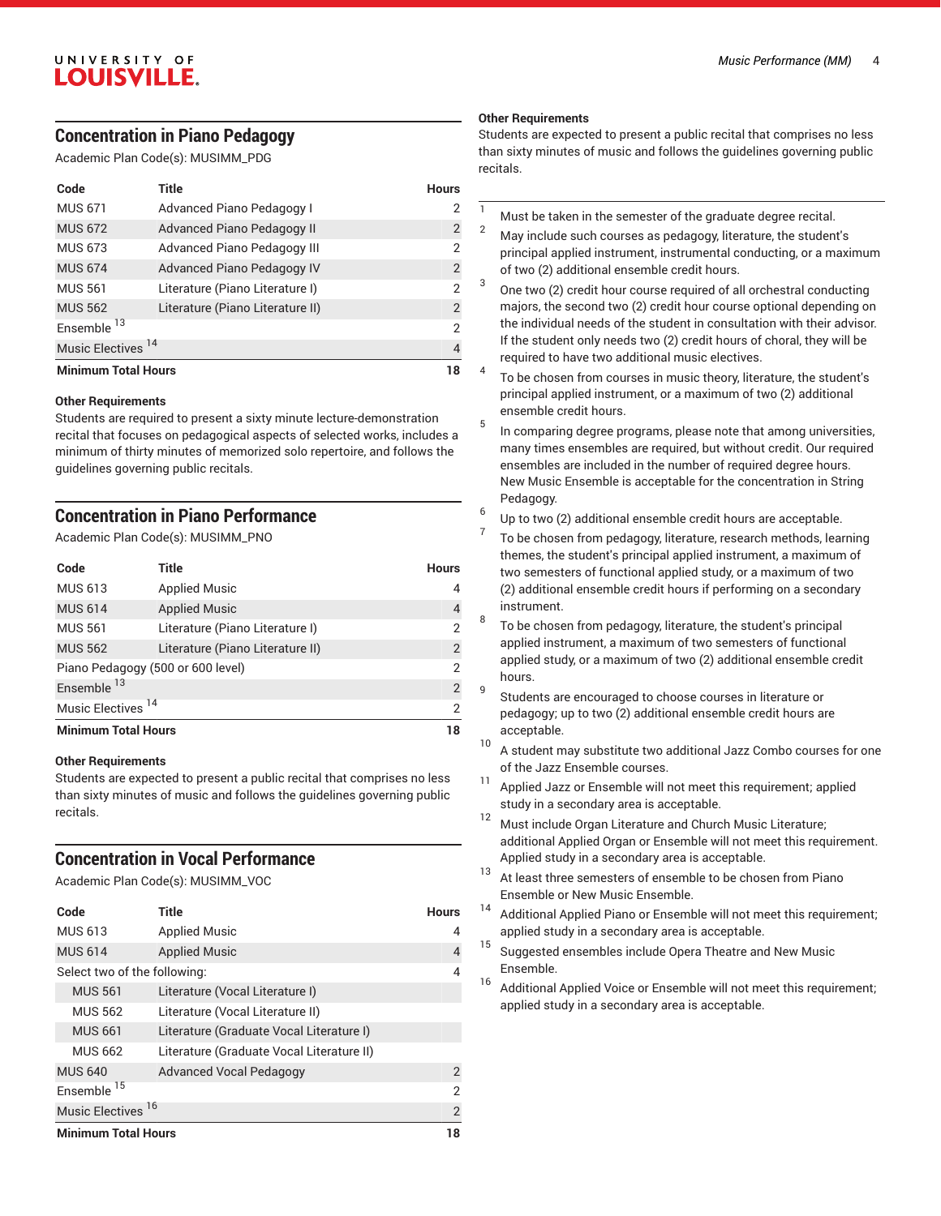## Concentration in Piano Pedagogy

Academic Plan Code(s): MUSIMM_PDG

| Code | Title | Hours |
|---|---|---|
| MUS 671 | Advanced Piano Pedagogy I | 2 |
| MUS 672 | Advanced Piano Pedagogy II | 2 |
| MUS 673 | Advanced Piano Pedagogy III | 2 |
| MUS 674 | Advanced Piano Pedagogy IV | 2 |
| MUS 561 | Literature (Piano Literature I) | 2 |
| MUS 562 | Literature (Piano Literature II) | 2 |
| Ensemble [13] | | 2 |
| Music Electives [14] | | 4 |
| **Minimum Total Hours** | | **18** |

**Other Requirements**

Students are required to present a sixty minute lecture-demonstration recital that focuses on pedagogical aspects of selected works, includes a minimum of thirty minutes of memorized solo repertoire, and follows the guidelines governing public recitals.

## Concentration in Piano Performance

Academic Plan Code(s): MUSIMM_PNO

| Code | Title | Hours |
|---|---|---|
| MUS 613 | Applied Music | 4 |
| MUS 614 | Applied Music | 4 |
| MUS 561 | Literature (Piano Literature I) | 2 |
| MUS 562 | Literature (Piano Literature II) | 2 |
| Piano Pedagogy (500 or 600 level) | | 2 |
| Ensemble [13] | | 2 |
| Music Electives [14] | | 2 |
| **Minimum Total Hours** | | **18** |

**Other Requirements**

Students are expected to present a public recital that comprises no less than sixty minutes of music and follows the guidelines governing public recitals.

## Concentration in Vocal Performance

Academic Plan Code(s): MUSIMM_VOC

| Code | Title | Hours |
|---|---|---|
| MUS 613 | Applied Music | 4 |
| MUS 614 | Applied Music | 4 |
| Select two of the following: | | 4 |
| MUS 561 | Literature (Vocal Literature I) | |
| MUS 562 | Literature (Vocal Literature II) | |
| MUS 661 | Literature (Graduate Vocal Literature I) | |
| MUS 662 | Literature (Graduate Vocal Literature II) | |
| MUS 640 | Advanced Vocal Pedagogy | 2 |
| Ensemble [15] | | 2 |
| Music Electives [16] | | 2 |
| **Minimum Total Hours** | | **18** |

**Other Requirements**

Students are expected to present a public recital that comprises no less than sixty minutes of music and follows the guidelines governing public recitals.

1. Must be taken in the semester of the graduate degree recital.
2. May include such courses as pedagogy, literature, the student's principal applied instrument, instrumental conducting, or a maximum of two (2) additional ensemble credit hours.
3. One two (2) credit hour course required of all orchestral conducting majors, the second two (2) credit hour course optional depending on the individual needs of the student in consultation with their advisor. If the student only needs two (2) credit hours of choral, they will be required to have two additional music electives.
4. To be chosen from courses in music theory, literature, the student's principal applied instrument, or a maximum of two (2) additional ensemble credit hours.
5. In comparing degree programs, please note that among universities, many times ensembles are required, but without credit. Our required ensembles are included in the number of required degree hours. New Music Ensemble is acceptable for the concentration in String Pedagogy.
6. Up to two (2) additional ensemble credit hours are acceptable.
7. To be chosen from pedagogy, literature, research methods, learning themes, the student's principal applied instrument, a maximum of two semesters of functional applied study, or a maximum of two (2) additional ensemble credit hours if performing on a secondary instrument.
8. To be chosen from pedagogy, literature, the student's principal applied instrument, a maximum of two semesters of functional applied study, or a maximum of two (2) additional ensemble credit hours.
9. Students are encouraged to choose courses in literature or pedagogy; up to two (2) additional ensemble credit hours are acceptable.
10. A student may substitute two additional Jazz Combo courses for one of the Jazz Ensemble courses.
11. Applied Jazz or Ensemble will not meet this requirement; applied study in a secondary area is acceptable.
12. Must include Organ Literature and Church Music Literature; additional Applied Organ or Ensemble will not meet this requirement. Applied study in a secondary area is acceptable.
13. At least three semesters of ensemble to be chosen from Piano Ensemble or New Music Ensemble.
14. Additional Applied Piano or Ensemble will not meet this requirement; applied study in a secondary area is acceptable.
15. Suggested ensembles include Opera Theatre and New Music Ensemble.
16. Additional Applied Voice or Ensemble will not meet this requirement; applied study in a secondary area is acceptable.